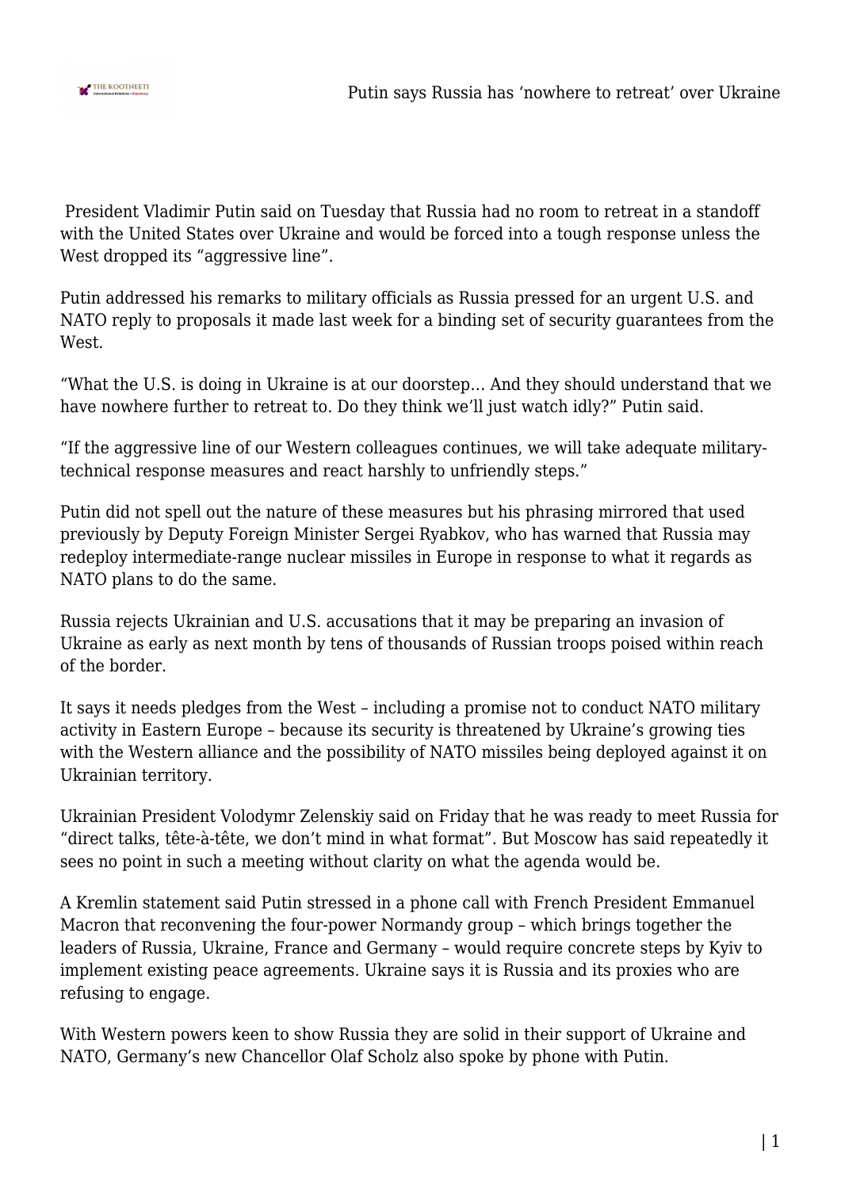President Vladimir Putin said on Tuesday that Russia had no room to retreat in a standoff with the United States over Ukraine and would be forced into a tough response unless the West dropped its "aggressive line".

Putin addressed his remarks to military officials as Russia pressed for an urgent U.S. and NATO reply to proposals it made last week for a binding set of security guarantees from the West.

"What the U.S. is doing in Ukraine is at our doorstep… And they should understand that we have nowhere further to retreat to. Do they think we'll just watch idly?" Putin said.

"If the aggressive line of our Western colleagues continues, we will take adequate military-technical response measures and react harshly to unfriendly steps."

Putin did not spell out the nature of these measures but his phrasing mirrored that used previously by Deputy Foreign Minister Sergei Ryabkov, who has warned that Russia may redeploy intermediate-range nuclear missiles in Europe in response to what it regards as NATO plans to do the same.

Russia rejects Ukrainian and U.S. accusations that it may be preparing an invasion of Ukraine as early as next month by tens of thousands of Russian troops poised within reach of the border.

It says it needs pledges from the West – including a promise not to conduct NATO military activity in Eastern Europe – because its security is threatened by Ukraine's growing ties with the Western alliance and the possibility of NATO missiles being deployed against it on Ukrainian territory.

Ukrainian President Volodymr Zelenskiy said on Friday that he was ready to meet Russia for "direct talks, tête-à-tête, we don't mind in what format". But Moscow has said repeatedly it sees no point in such a meeting without clarity on what the agenda would be.

A Kremlin statement said Putin stressed in a phone call with French President Emmanuel Macron that reconvening the four-power Normandy group – which brings together the leaders of Russia, Ukraine, France and Germany – would require concrete steps by Kyiv to implement existing peace agreements. Ukraine says it is Russia and its proxies who are refusing to engage.

With Western powers keen to show Russia they are solid in their support of Ukraine and NATO, Germany's new Chancellor Olaf Scholz also spoke by phone with Putin.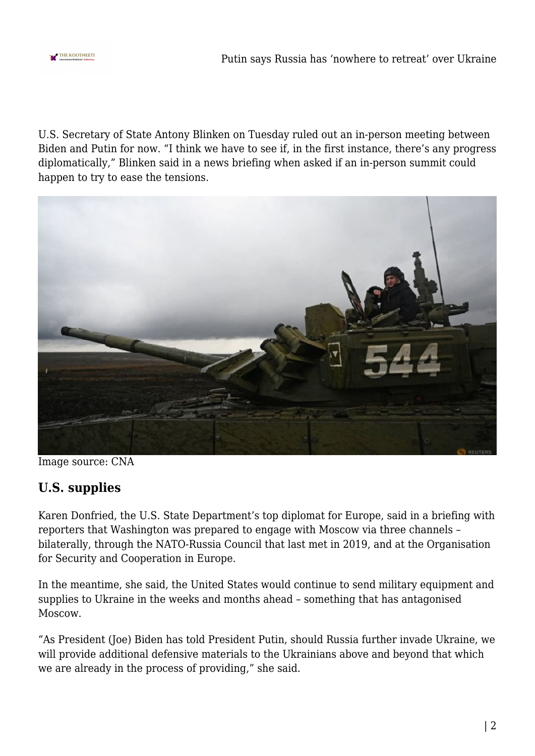U.S. Secretary of State Antony Blinken on Tuesday ruled out an in-person meeting between Biden and Putin for now. “I think we have to see if, in the first instance, there’s any progress diplomatically,” Blinken said in a news briefing when asked if an in-person summit could happen to try to ease the tensions.

Image source: CNA

## U.S. supplies

Karen Donfried, the U.S. State Department’s top diplomat for Europe, said in a briefing with reporters that Washington was prepared to engage with Moscow via three channels – bilaterally, through the NATO-Russia Council that last met in 2019, and at the Organisation for Security and Cooperation in Europe.

In the meantime, she said, the United States would continue to send military equipment and supplies to Ukraine in the weeks and months ahead – something that has antagonised Moscow.

“As President (Joe) Biden has told President Putin, should Russia further invade Ukraine, we will provide additional defensive materials to the Ukrainians above and beyond that which we are already in the process of providing,” she said.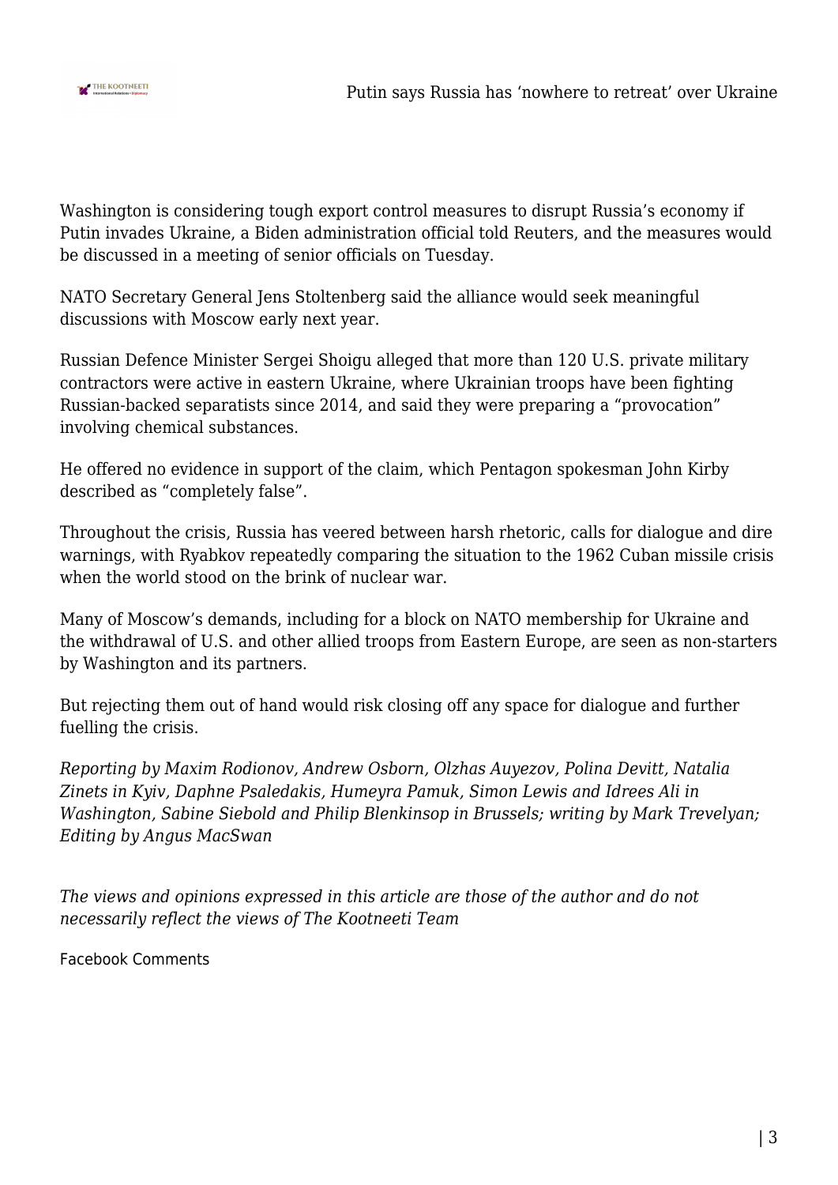Washington is considering tough export control measures to disrupt Russia's economy if Putin invades Ukraine, a Biden administration official told Reuters, and the measures would be discussed in a meeting of senior officials on Tuesday.

NATO Secretary General Jens Stoltenberg said the alliance would seek meaningful discussions with Moscow early next year.

Russian Defence Minister Sergei Shoigu alleged that more than 120 U.S. private military contractors were active in eastern Ukraine, where Ukrainian troops have been fighting Russian-backed separatists since 2014, and said they were preparing a "provocation" involving chemical substances.

He offered no evidence in support of the claim, which Pentagon spokesman John Kirby described as "completely false".

Throughout the crisis, Russia has veered between harsh rhetoric, calls for dialogue and dire warnings, with Ryabkov repeatedly comparing the situation to the 1962 Cuban missile crisis when the world stood on the brink of nuclear war.

Many of Moscow's demands, including for a block on NATO membership for Ukraine and the withdrawal of U.S. and other allied troops from Eastern Europe, are seen as non-starters by Washington and its partners.

But rejecting them out of hand would risk closing off any space for dialogue and further fuelling the crisis.

*Reporting by Maxim Rodionov, Andrew Osborn, Olzhas Auyezov, Polina Devitt, Natalia Zinets in Kyiv, Daphne Psaledakis, Humeyra Pamuk, Simon Lewis and Idrees Ali in Washington, Sabine Siebold and Philip Blenkinsop in Brussels; writing by Mark Trevelyan; Editing by Angus MacSwan*

*The views and opinions expressed in this article are those of the author and do not necessarily reflect the views of The Kootneeti Team*

Facebook Comments